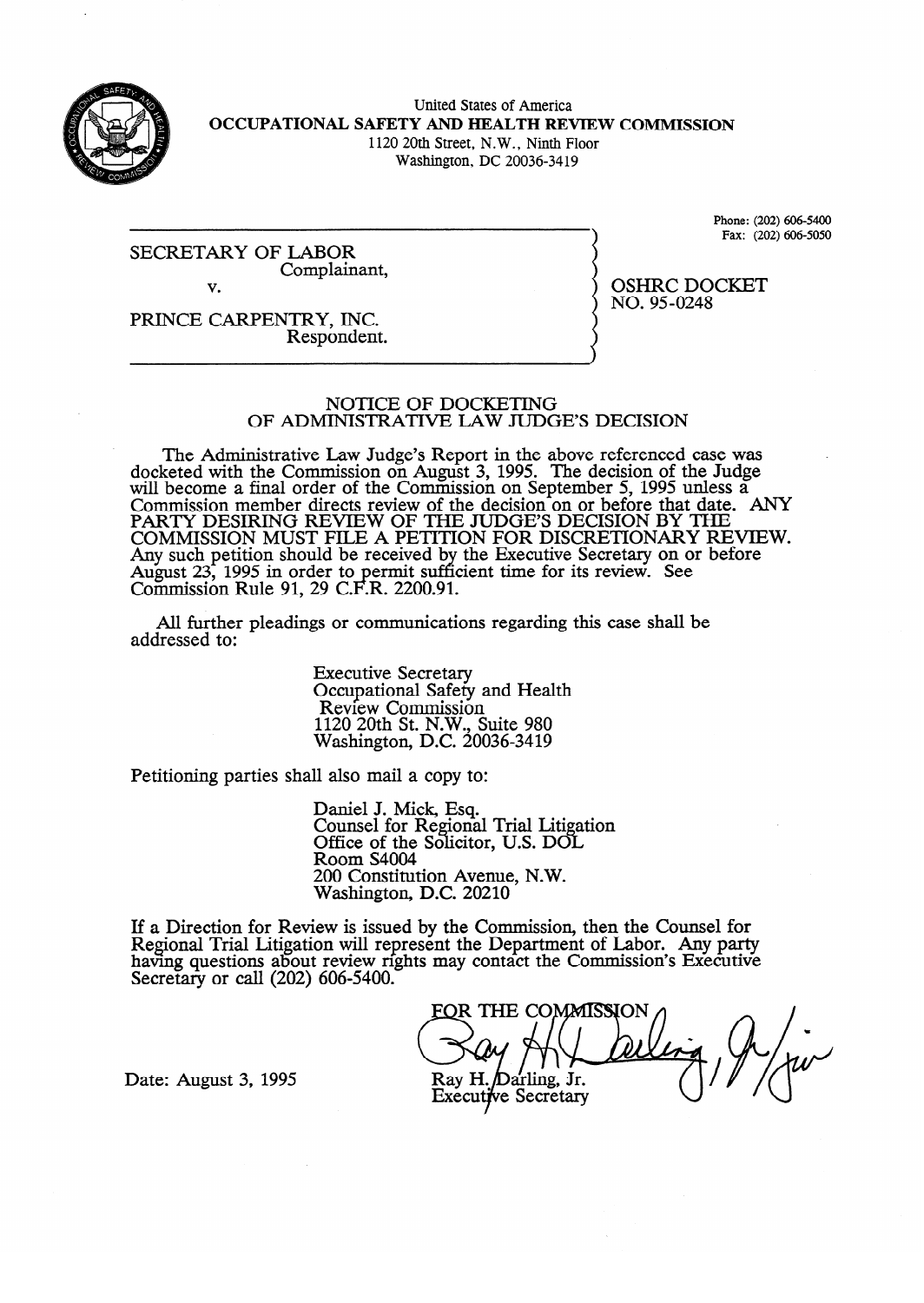United States of America
**OCCUPATIONAL SAFETY AND HEALTH REVIEW COMMISSION**
1120 20th Street, N.W., Ninth Floor
Washington, DC 20036-3419

Phone: (202) 606-5400
Fax: (202) 606-5050

SECRETARY OF LABOR
Complainant,

v.

PRINCE CARPENTRY, INC.
Respondent.

OSHRC DOCKET
NO. 95-0248

## NOTICE OF DOCKETING
## OF ADMINISTRATIVE LAW JUDGE'S DECISION

The Administrative Law Judge's Report in the above referenced case was docketed with the Commission on August 3, 1995. The decision of the Judge will become a final order of the Commission on September 5, 1995 unless a Commission member directs review of the decision on or before that date. ANY PARTY DESIRING REVIEW OF THE JUDGE'S DECISION BY THE COMMISSION MUST FILE A PETITION FOR DISCRETIONARY REVIEW. Any such petition should be received by the Executive Secretary on or before August 23, 1995 in order to permit sufficient time for its review. See Commission Rule 91, 29 C.F.R. 2200.91.

All further pleadings or communications regarding this case shall be addressed to:

Executive Secretary
Occupational Safety and Health
Review Commission
1120 20th St. N.W., Suite 980
Washington, D.C. 20036-3419

Petitioning parties shall also mail a copy to:

Daniel J. Mick, Esq.
Counsel for Regional Trial Litigation
Office of the Solicitor, U.S. DOL
Room S4004
200 Constitution Avenue, N.W.
Washington, D.C. 20210

If a Direction for Review is issued by the Commission, then the Counsel for Regional Trial Litigation will represent the Department of Labor. Any party having questions about review rights may contact the Commission's Executive Secretary or call (202) 606-5400.

FOR THE COMMISSION

Ray H. Darling, Jr.
Executive Secretary

Date: August 3, 1995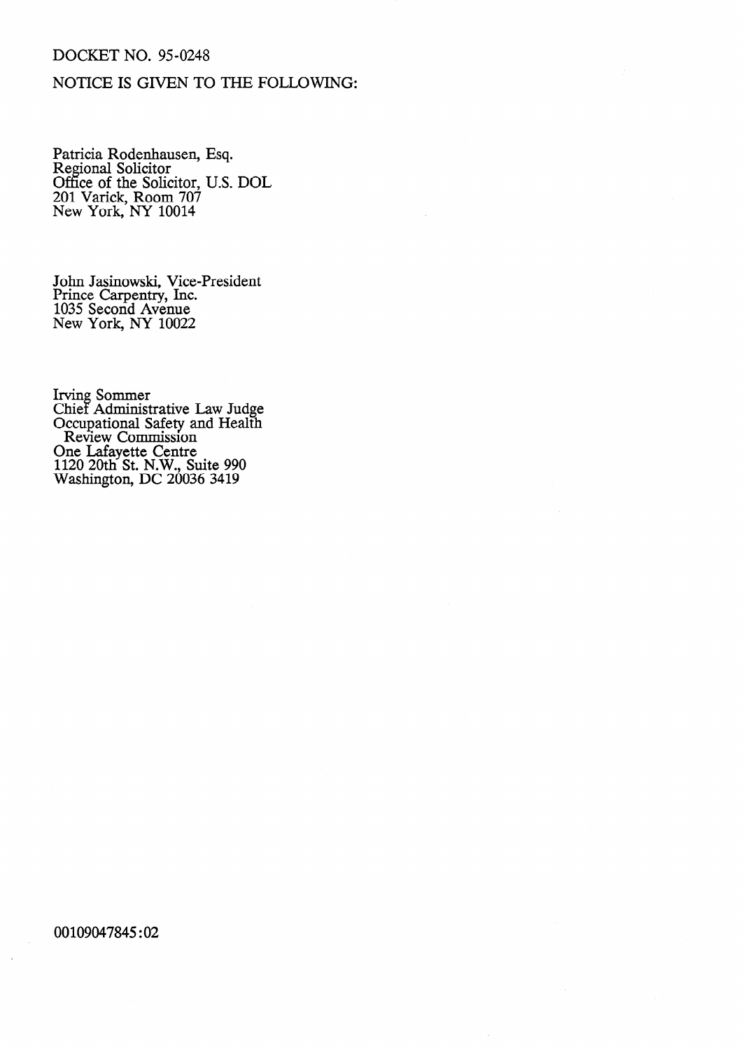DOCKET NO. 95-0248

NOTICE IS GIVEN TO THE FOLLOWING:

Patricia Rodenhausen, Esq.
Regional Solicitor
Office of the Solicitor, U.S. DOL
201 Varick, Room 707
New York, NY 10014

John Jasinowski, Vice-President
Prince Carpentry, Inc.
1035 Second Avenue
New York, NY 10022

Irving Sommer
Chief Administrative Law Judge
Occupational Safety and Health
Review Commission
One Lafayette Centre
1120 20th St. N.W., Suite 990
Washington, DC 20036 3419

00109047845:02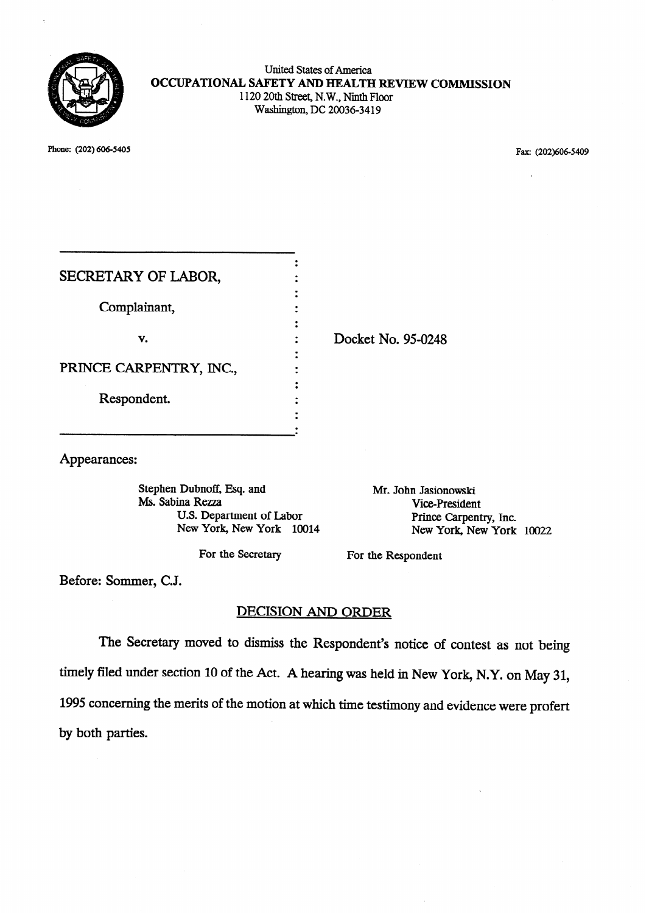United States of America
**OCCUPATIONAL SAFETY AND HEALTH REVIEW COMMISSION**
1120 20th Street, N.W., Ninth Floor
Washington, DC 20036-3419

Phone: (202) 606-5405 Fax: (202)606-5409

| | | |
|---|---|---|
| SECRETARY OF LABOR, | | |
| Complainant, | | |
| v. | | Docket No. 95-0248 |
| PRINCE CARPENTRY, INC., | | |
| Respondent. | | |

Appearances:

| | |
|---|---|
| Stephen Dubnoff, Esq. and<br>Ms. Sabina Rezza<br>U.S. Department of Labor<br>New York, New York 10014 | Mr. John Jasionowski<br>Vice-President<br>Prince Carpentry, Inc.<br>New York, New York 10022 |
| For the Secretary | For the Respondent |

Before: Sommer, C.J.

## DECISION AND ORDER

The Secretary moved to dismiss the Respondent's notice of contest as not being timely filed under section 10 of the Act. A hearing was held in New York, N.Y. on May 31, 1995 concerning the merits of the motion at which time testimony and evidence were profert by both parties.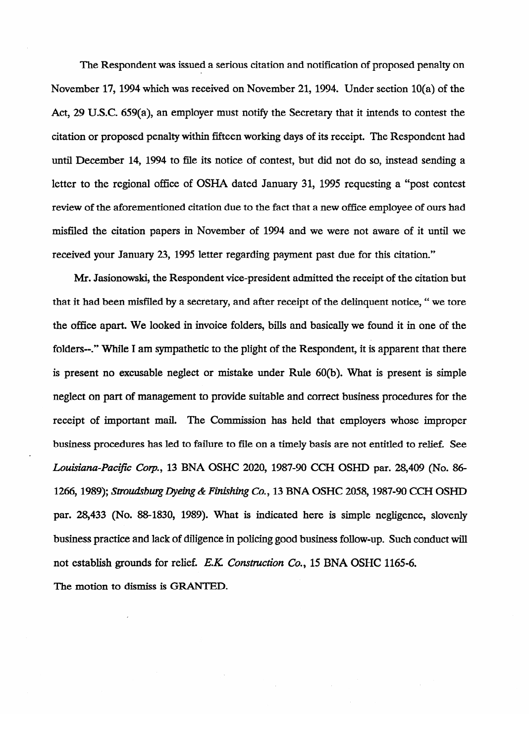The Respondent was issued a serious citation and notification of proposed penalty on November 17, 1994 which was received on November 21, 1994. Under section 10(a) of the Act, 29 U.S.C. 659(a), an employer must notify the Secretary that it intends to contest the citation or proposed penalty within fifteen working days of its receipt. The Respondent had until December 14, 1994 to file its notice of contest, but did not do so, instead sending a letter to the regional office of OSHA dated January 31, 1995 requesting a "post contest review of the aforementioned citation due to the fact that a new office employee of ours had misfiled the citation papers in November of 1994 and we were not aware of it until we received your January 23, 1995 letter regarding payment past due for this citation."

Mr. Jasionowski, the Respondent vice-president admitted the receipt of the citation but that it had been misfiled by a secretary, and after receipt of the delinquent notice, " we tore the office apart. We looked in invoice folders, bills and basically we found it in one of the folders--." While I am sympathetic to the plight of the Respondent, it is apparent that there is present no excusable neglect or mistake under Rule 60(b). What is present is simple neglect on part of management to provide suitable and correct business procedures for the receipt of important mail. The Commission has held that employers whose improper business procedures has led to failure to file on a timely basis are not entitled to relief. See *Louisiana-Pacific Corp.*, 13 BNA OSHC 2020, 1987-90 CCH OSHD par. 28,409 (No. 86-1266, 1989); *Stroudsburg Dyeing & Finishing Co.*, 13 BNA OSHC 2058, 1987-90 CCH OSHD par. 28,433 (No. 88-1830, 1989). What is indicated here is simple negligence, slovenly business practice and lack of diligence in policing good business follow-up. Such conduct will not establish grounds for relief. *E.K. Construction Co.*, 15 BNA OSHC 1165-6.

The motion to dismiss is GRANTED.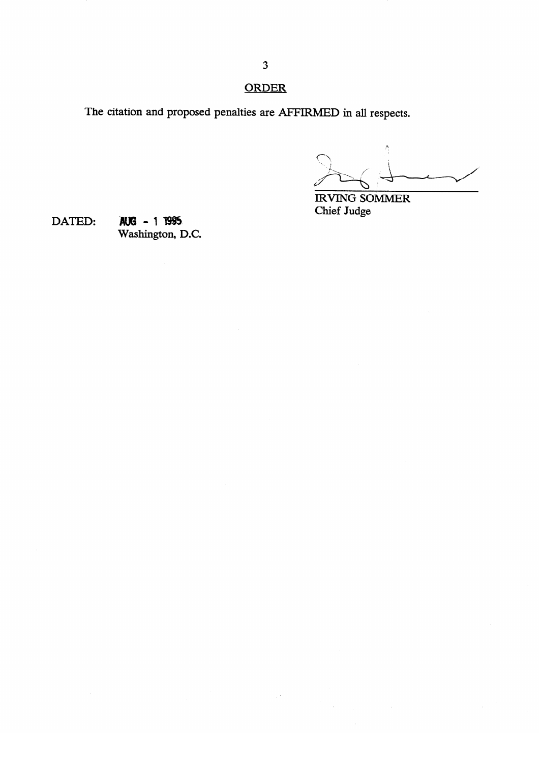## ORDER

The citation and proposed penalties are AFFIRMED in all respects.

IRVING SOMMER
Chief Judge

DATED: AUG - 1 1995
Washington, D.C.